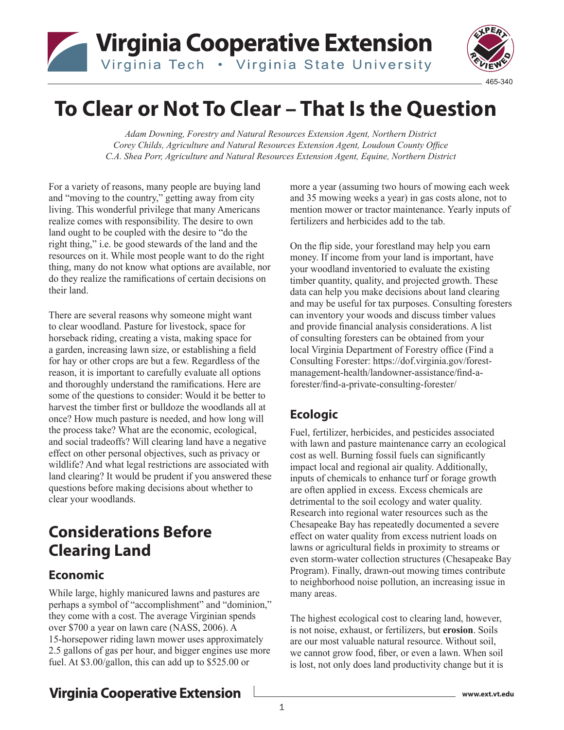# To Clear or Not To Clear – That Is the Question

*Adam Downing, Forestry and Natural Resources Extension Agent, Northern District*
*Corey Childs, Agriculture and Natural Resources Extension Agent, Loudoun County Office*
*C.A. Shea Porr, Agriculture and Natural Resources Extension Agent, Equine, Northern District*

For a variety of reasons, many people are buying land and "moving to the country," getting away from city living. This wonderful privilege that many Americans realize comes with responsibility. The desire to own land ought to be coupled with the desire to "do the right thing," i.e. be good stewards of the land and the resources on it. While most people want to do the right thing, many do not know what options are available, nor do they realize the ramifications of certain decisions on their land.

There are several reasons why someone might want to clear woodland. Pasture for livestock, space for horseback riding, creating a vista, making space for a garden, increasing lawn size, or establishing a field for hay or other crops are but a few. Regardless of the reason, it is important to carefully evaluate all options and thoroughly understand the ramifications. Here are some of the questions to consider: Would it be better to harvest the timber first or bulldoze the woodlands all at once? How much pasture is needed, and how long will the process take? What are the economic, ecological, and social tradeoffs? Will clearing land have a negative effect on other personal objectives, such as privacy or wildlife? And what legal restrictions are associated with land clearing? It would be prudent if you answered these questions before making decisions about whether to clear your woodlands.

## Considerations Before Clearing Land

### Economic

While large, highly manicured lawns and pastures are perhaps a symbol of "accomplishment" and "dominion," they come with a cost. The average Virginian spends over $700 a year on lawn care (NASS, 2006). A 15-horsepower riding lawn mower uses approximately 2.5 gallons of gas per hour, and bigger engines use more fuel. At $3.00/gallon, this can add up to $525.00 or more a year (assuming two hours of mowing each week and 35 mowing weeks a year) in gas costs alone, not to mention mower or tractor maintenance. Yearly inputs of fertilizers and herbicides add to the tab.

On the flip side, your forestland may help you earn money. If income from your land is important, have your woodland inventoried to evaluate the existing timber quantity, quality, and projected growth. These data can help you make decisions about land clearing and may be useful for tax purposes. Consulting foresters can inventory your woods and discuss timber values and provide financial analysis considerations. A list of consulting foresters can be obtained from your local Virginia Department of Forestry office (Find a Consulting Forester: https://dof.virginia.gov/forest-management-health/landowner-assistance/find-a-forester/find-a-private-consulting-forester/

### Ecologic

Fuel, fertilizer, herbicides, and pesticides associated with lawn and pasture maintenance carry an ecological cost as well. Burning fossil fuels can significantly impact local and regional air quality. Additionally, inputs of chemicals to enhance turf or forage growth are often applied in excess. Excess chemicals are detrimental to the soil ecology and water quality. Research into regional water resources such as the Chesapeake Bay has repeatedly documented a severe effect on water quality from excess nutrient loads on lawns or agricultural fields in proximity to streams or even storm-water collection structures (Chesapeake Bay Program). Finally, drawn-out mowing times contribute to neighborhood noise pollution, an increasing issue in many areas.

The highest ecological cost to clearing land, however, is not noise, exhaust, or fertilizers, but **erosion**. Soils are our most valuable natural resource. Without soil, we cannot grow food, fiber, or even a lawn. When soil is lost, not only does land productivity change but it is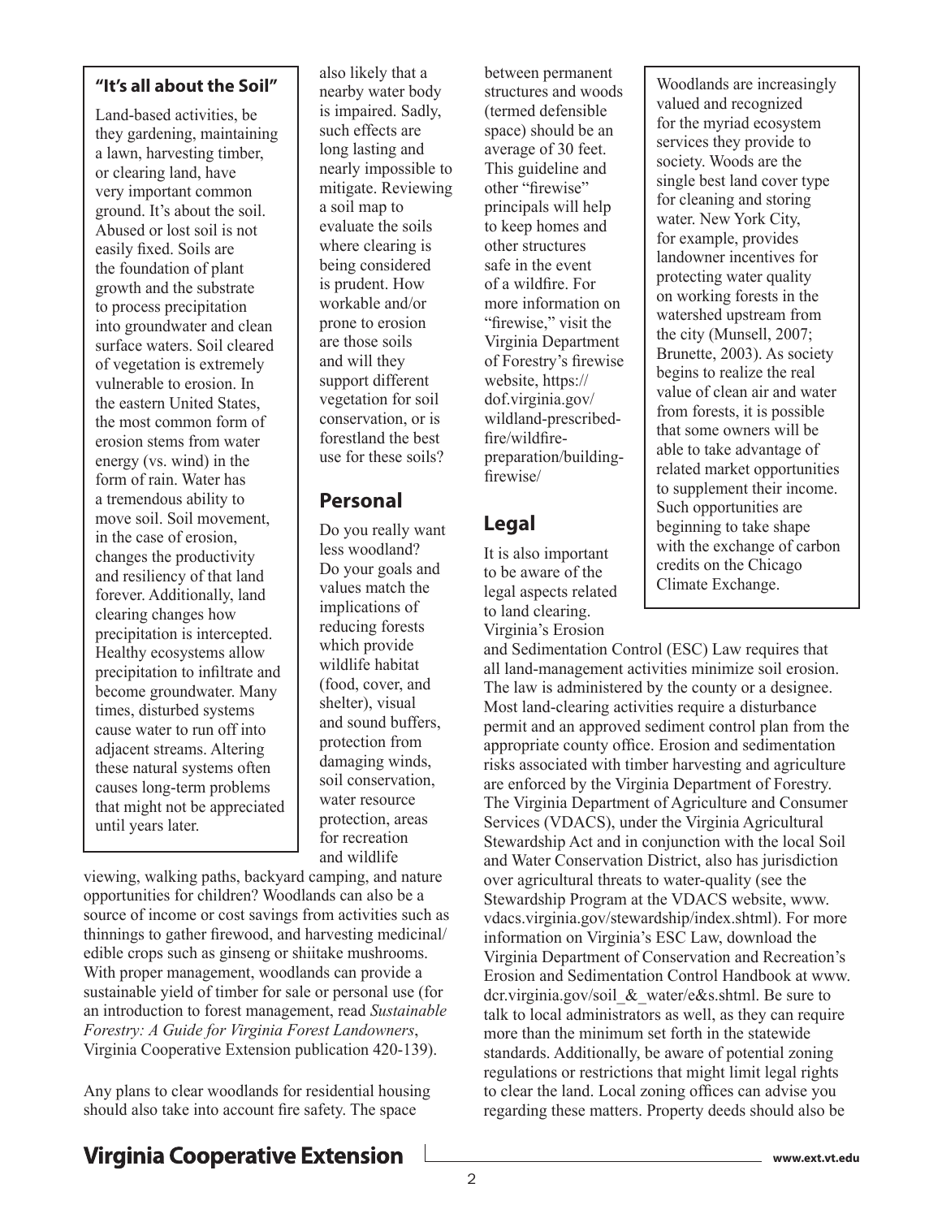### "It's all about the Soil"

Land-based activities, be they gardening, maintaining a lawn, harvesting timber, or clearing land, have very important common ground. It's about the soil. Abused or lost soil is not easily fixed. Soils are the foundation of plant growth and the substrate to process precipitation into groundwater and clean surface waters. Soil cleared of vegetation is extremely vulnerable to erosion. In the eastern United States, the most common form of erosion stems from water energy (vs. wind) in the form of rain. Water has a tremendous ability to move soil. Soil movement, in the case of erosion, changes the productivity and resiliency of that land forever. Additionally, land clearing changes how precipitation is intercepted. Healthy ecosystems allow precipitation to infiltrate and become groundwater. Many times, disturbed systems cause water to run off into adjacent streams. Altering these natural systems often causes long-term problems that might not be appreciated until years later.

also likely that a nearby water body is impaired. Sadly, such effects are long lasting and nearly impossible to mitigate. Reviewing a soil map to evaluate the soils where clearing is being considered is prudent. How workable and/or prone to erosion are those soils and will they support different vegetation for soil conservation, or is forestland the best use for these soils?

## Personal

Do you really want less woodland? Do your goals and values match the implications of reducing forests which provide wildlife habitat (food, cover, and shelter), visual and sound buffers, protection from damaging winds, soil conservation, water resource protection, areas for recreation and wildlife viewing, walking paths, backyard camping, and nature opportunities for children? Woodlands can also be a source of income or cost savings from activities such as thinnings to gather firewood, and harvesting medicinal/edible crops such as ginseng or shiitake mushrooms. With proper management, woodlands can provide a sustainable yield of timber for sale or personal use (for an introduction to forest management, read *Sustainable Forestry: A Guide for Virginia Forest Landowners*, Virginia Cooperative Extension publication 420-139).

Any plans to clear woodlands for residential housing should also take into account fire safety. The space between permanent structures and woods (termed defensible space) should be an average of 30 feet. This guideline and other "firewise" principals will help to keep homes and other structures safe in the event of a wildfire. For more information on "firewise," visit the Virginia Department of Forestry's firewise website, https://dof.virginia.gov/wildland-prescribed-fire/wildfire-preparation/building-firewise/

Woodlands are increasingly valued and recognized for the myriad ecosystem services they provide to society. Woods are the single best land cover type for cleaning and storing water. New York City, for example, provides landowner incentives for protecting water quality on working forests in the watershed upstream from the city (Munsell, 2007; Brunette, 2003). As society begins to realize the real value of clean air and water from forests, it is possible that some owners will be able to take advantage of related market opportunities to supplement their income. Such opportunities are beginning to take shape with the exchange of carbon credits on the Chicago Climate Exchange.

## Legal

It is also important to be aware of the legal aspects related to land clearing. Virginia's Erosion and Sedimentation Control (ESC) Law requires that all land-management activities minimize soil erosion. The law is administered by the county or a designee. Most land-clearing activities require a disturbance permit and an approved sediment control plan from the appropriate county office. Erosion and sedimentation risks associated with timber harvesting and agriculture are enforced by the Virginia Department of Forestry. The Virginia Department of Agriculture and Consumer Services (VDACS), under the Virginia Agricultural Stewardship Act and in conjunction with the local Soil and Water Conservation District, also has jurisdiction over agricultural threats to water-quality (see the Stewardship Program at the VDACS website, www.vdacs.virginia.gov/stewardship/index.shtml). For more information on Virginia's ESC Law, download the Virginia Department of Conservation and Recreation's Erosion and Sedimentation Control Handbook at www.dcr.virginia.gov/soil_&_water/e&s.shtml. Be sure to talk to local administrators as well, as they can require more than the minimum set forth in the statewide standards. Additionally, be aware of potential zoning regulations or restrictions that might limit legal rights to clear the land. Local zoning offices can advise you regarding these matters. Property deeds should also be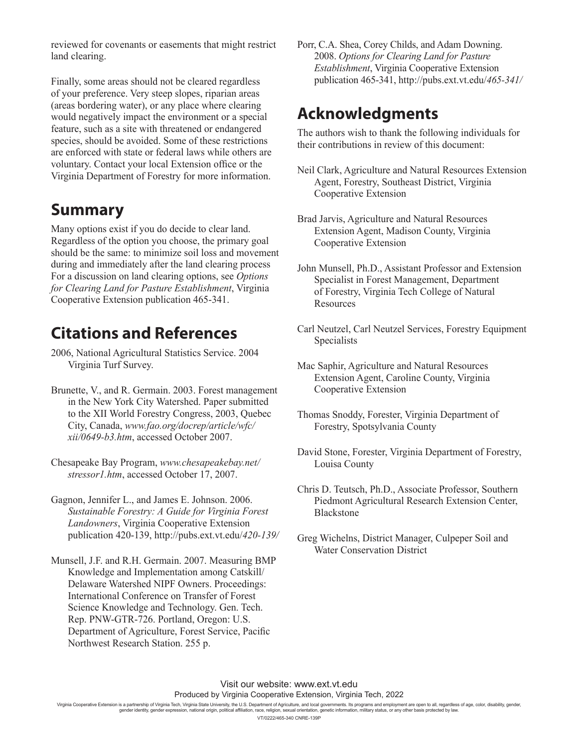reviewed for covenants or easements that might restrict land clearing.

Finally, some areas should not be cleared regardless of your preference. Very steep slopes, riparian areas (areas bordering water), or any place where clearing would negatively impact the environment or a special feature, such as a site with threatened or endangered species, should be avoided. Some of these restrictions are enforced with state or federal laws while others are voluntary. Contact your local Extension office or the Virginia Department of Forestry for more information.

## Summary

Many options exist if you do decide to clear land. Regardless of the option you choose, the primary goal should be the same: to minimize soil loss and movement during and immediately after the land clearing process For a discussion on land clearing options, see *Options for Clearing Land for Pasture Establishment*, Virginia Cooperative Extension publication 465-341.

## Citations and References

2006, National Agricultural Statistics Service. 2004 Virginia Turf Survey.

Brunette, V., and R. Germain. 2003. Forest management in the New York City Watershed. Paper submitted to the XII World Forestry Congress, 2003, Quebec City, Canada, *www.fao.org/docrep/article/wfc/xii/0649-b3.htm*, accessed October 2007.

Chesapeake Bay Program, *www.chesapeakebay.net/stressor1.htm*, accessed October 17, 2007.

Gagnon, Jennifer L., and James E. Johnson. 2006. *Sustainable Forestry: A Guide for Virginia Forest Landowners*, Virginia Cooperative Extension publication 420-139, http://pubs.ext.vt.edu/*420-139/*

Munsell, J.F. and R.H. Germain. 2007. Measuring BMP Knowledge and Implementation among Catskill/Delaware Watershed NIPF Owners. Proceedings: International Conference on Transfer of Forest Science Knowledge and Technology. Gen. Tech. Rep. PNW-GTR-726. Portland, Oregon: U.S. Department of Agriculture, Forest Service, Pacific Northwest Research Station. 255 p.

Porr, C.A. Shea, Corey Childs, and Adam Downing. 2008. *Options for Clearing Land for Pasture Establishment*, Virginia Cooperative Extension publication 465-341, http://pubs.ext.vt.edu/*465-341/*

## Acknowledgments

The authors wish to thank the following individuals for their contributions in review of this document:

Neil Clark, Agriculture and Natural Resources Extension Agent, Forestry, Southeast District, Virginia Cooperative Extension

Brad Jarvis, Agriculture and Natural Resources Extension Agent, Madison County, Virginia Cooperative Extension

John Munsell, Ph.D., Assistant Professor and Extension Specialist in Forest Management, Department of Forestry, Virginia Tech College of Natural Resources

Carl Neutzel, Carl Neutzel Services, Forestry Equipment Specialists

Mac Saphir, Agriculture and Natural Resources Extension Agent, Caroline County, Virginia Cooperative Extension

Thomas Snoddy, Forester, Virginia Department of Forestry, Spotsylvania County

David Stone, Forester, Virginia Department of Forestry, Louisa County

Chris D. Teutsch, Ph.D., Associate Professor, Southern Piedmont Agricultural Research Extension Center, Blackstone

Greg Wichelns, District Manager, Culpeper Soil and Water Conservation District

Visit our website: www.ext.vt.edu

Produced by Virginia Cooperative Extension, Virginia Tech, 2022

Virginia Cooperative Extension is a partnership of Virginia Tech, Virginia State University, the U.S. Department of Agriculture, and local governments. Its programs and employment are open to all, regardless of age, color, disability, gender, gender identity, gender expression, national origin, political affiliation, race, religion, sexual orientation, genetic information, military status, or any other basis protected by law.

VT/0222/465-340 CNRE-139P